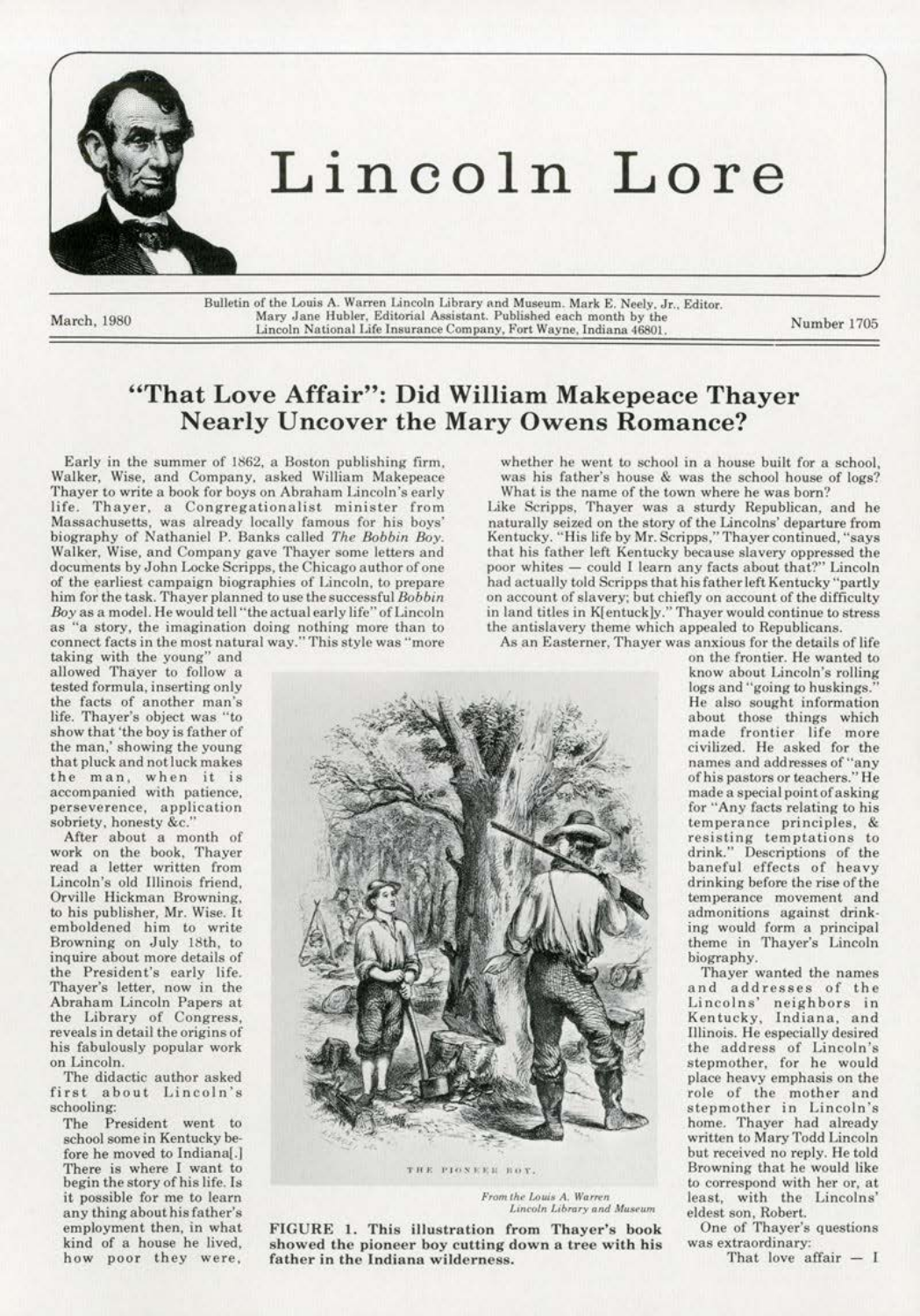# Lincoln Lore

Bulletin of the Louis A. Warren Lincoln Library and Museum. Mark E. Neely, Jr., Editor. Mary Jane Hubler, Editorial Assistant. Published each month by the Lincoln National Life Insurance Company, Fort Wayne, Indiana 46801.

March, 1980 — Number 1705

## "That Love Affair": Did William Makepeace Thayer Nearly Uncover the Mary Owens Romance?

Early in the summer of 1862, a Boston publishing firm, Walker, Wise, and Company, asked William Makepeace Thayer to write a book for boys on Abraham Lincoln's early life. Thayer, a Congregationalist minister from Massachusetts, was already locally famous for his boys' biography of Nathaniel P. Banks called *The Bobbin Boy*. Walker, Wise, and Company gave Thayer some letters and documents by John Locke Scripps, the Chicago author of one of the earliest campaign biographies of Lincoln, to prepare him for the task. Thayer planned to use the successful *Bobbin Boy* as a model. He would tell "the actual early life" of Lincoln as "a story, the imagination doing nothing more than to connect facts in the most natural way." This style was "more taking with the young" and allowed Thayer to follow a tested formula, inserting only the facts of another man's life. Thayer's object was "to show that 'the boy is father of the man,' showing the young that pluck and not luck makes the man, when it is accompanied with patience, perseverence, application sobriety, honesty &c."

After about a month of work on the book, Thayer read a letter written from Lincoln's old Illinois friend, Orville Hickman Browning, to his publisher, Mr. Wise. It emboldened him to write Browning on July 18th, to inquire about more details of the President's early life. Thayer's letter, now in the Abraham Lincoln Papers at the Library of Congress, reveals in detail the origins of his fabulously popular work on Lincoln.

The didactic author asked first about Lincoln's schooling:

> The President went to school some in Kentucky before he moved to Indiana[.] There is where I want to begin the story of his life. Is it possible for me to learn any thing about his father's employment then, in what kind of a house he lived, how poor they were, whether he went to school in a house built for a school, was his father's house & was the school house of logs? What is the name of the town where he was born?

Like Scripps, Thayer was a sturdy Republican, and he naturally seized on the story of the Lincolns' departure from Kentucky. "His life by Mr. Scripps," Thayer continued, "says that his father left Kentucky because slavery oppressed the poor whites — could I learn any facts about that?" Lincoln had actually told Scripps that his father left Kentucky "partly on account of slavery; but chiefly on account of the difficulty in land titles in K[entuck]y." Thayer would continue to stress the antislavery theme which appealed to Republicans.

As an Easterner, Thayer was anxious for the details of life on the frontier. He wanted to know about Lincoln's rolling logs and "going to huskings." He also sought information about those things which made frontier life more civilized. He asked for the names and addresses of "any of his pastors or teachers." He made a special point of asking for "Any facts relating to his temperance principles, & resisting temptations to drink." Descriptions of the baneful effects of heavy drinking before the rise of the temperance movement and admonitions against drinking would form a principal theme in Thayer's Lincoln biography.

THE PIONEER BOY.

*From the Louis A. Warren Lincoln Library and Museum*

**FIGURE 1. This illustration from Thayer's book showed the pioneer boy cutting down a tree with his father in the Indiana wilderness.**

Thayer wanted the names and addresses of the Lincolns' neighbors in Kentucky, Indiana, and Illinois. He especially desired the address of Lincoln's stepmother, for he would place heavy emphasis on the role of the mother and stepmother in Lincoln's home. Thayer had already written to Mary Todd Lincoln but received no reply. He told Browning that he would like to correspond with her or, at least, with the Lincolns' eldest son, Robert.

One of Thayer's questions was extraordinary:

> That love affair — I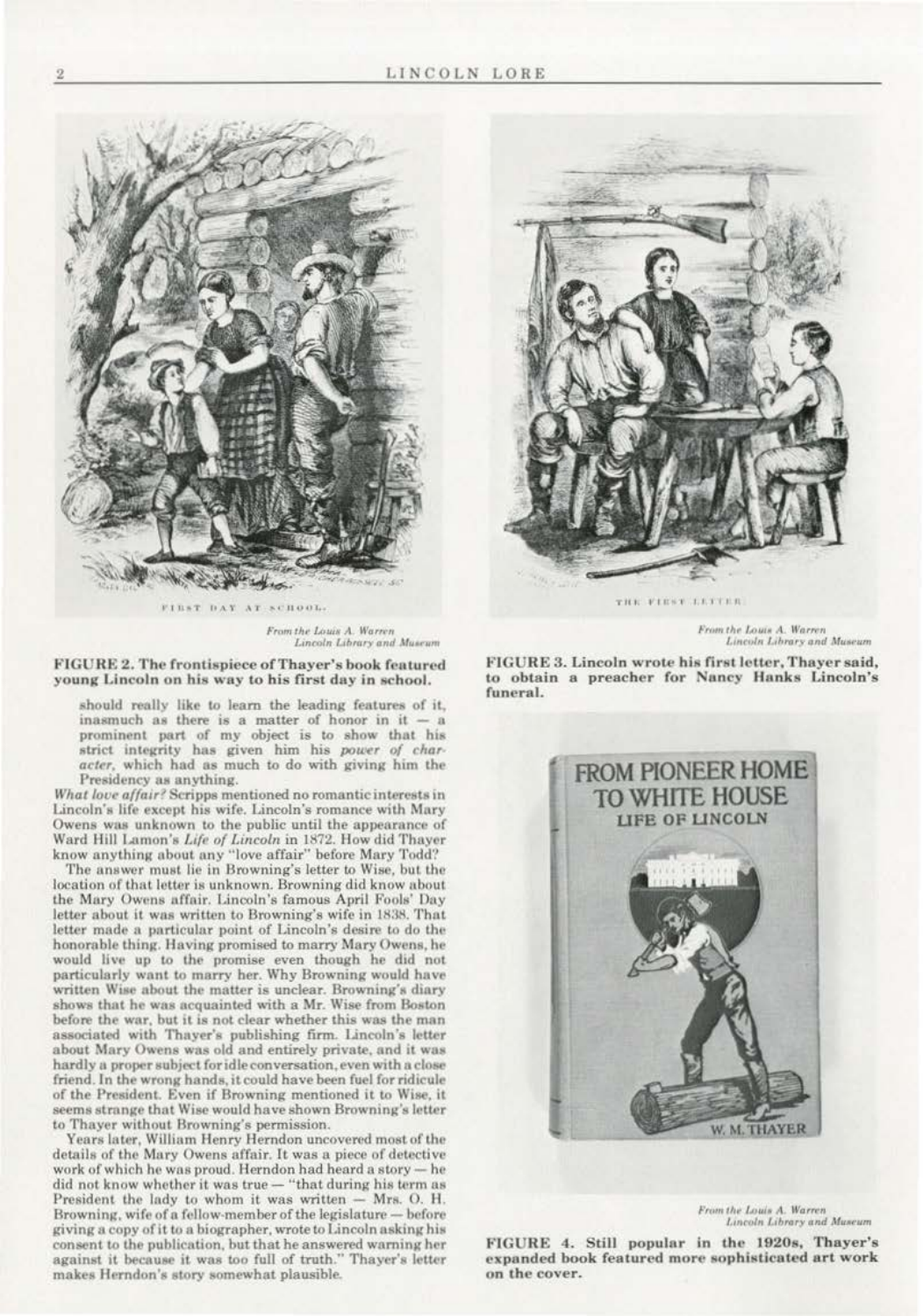FIRST DAY AT SCHOOL.

*From the Louis A. Warren Lincoln Library and Museum*

**FIGURE 2. The frontispiece of Thayer's book featured young Lincoln on his way to his first day in school.**

THE FIRST LETTER.

*From the Louis A. Warren Lincoln Library and Museum*

**FIGURE 3. Lincoln wrote his first letter, Thayer said, to obtain a preacher for Nancy Hanks Lincoln's funeral.**

> should really like to learn the leading features of it, inasmuch as there is a matter of honor in it — a prominent part of my object is to show that his strict integrity has given him his *power of character*, which had as much to do with giving him the Presidency as anything.

*What love affair?* Scripps mentioned no romantic interests in Lincoln's life except his wife. Lincoln's romance with Mary Owens was unknown to the public until the appearance of Ward Hill Lamon's *Life of Lincoln* in 1872. How did Thayer know anything about any "love affair" before Mary Todd?

The answer must lie in Browning's letter to Wise, but the location of that letter is unknown. Browning did know about the Mary Owens affair. Lincoln's famous April Fools' Day letter about it was written to Browning's wife in 1838. That letter made a particular point of Lincoln's desire to do the honorable thing. Having promised to marry Mary Owens, he would live up to the promise even though he did not particularly want to marry her. Why Browning would have written Wise about the matter is unclear. Browning's diary shows that he was acquainted with a Mr. Wise from Boston before the war, but it is not clear whether this was the man associated with Thayer's publishing firm. Lincoln's letter about Mary Owens was old and entirely private, and it was hardly a proper subject for idle conversation, even with a close friend. In the wrong hands, it could have been fuel for ridicule of the President. Even if Browning mentioned it to Wise, it seems strange that Wise would have shown Browning's letter to Thayer without Browning's permission.

Years later, William Henry Herndon uncovered most of the details of the Mary Owens affair. It was a piece of detective work of which he was proud. Herndon had heard a story — he did not know whether it was true — "that during his term as President the lady to whom it was written — Mrs. O. H. Browning, wife of a fellow-member of the legislature — before giving a copy of it to a biographer, wrote to Lincoln asking his consent to the publication, but that he answered warning her against it because it was too full of truth." Thayer's letter makes Herndon's story somewhat plausible.

FROM PIONEER HOME TO WHITE HOUSE
LIFE OF LINCOLN
W. M. THAYER

*From the Louis A. Warren Lincoln Library and Museum*

**FIGURE 4. Still popular in the 1920s, Thayer's expanded book featured more sophisticated art work on the cover.**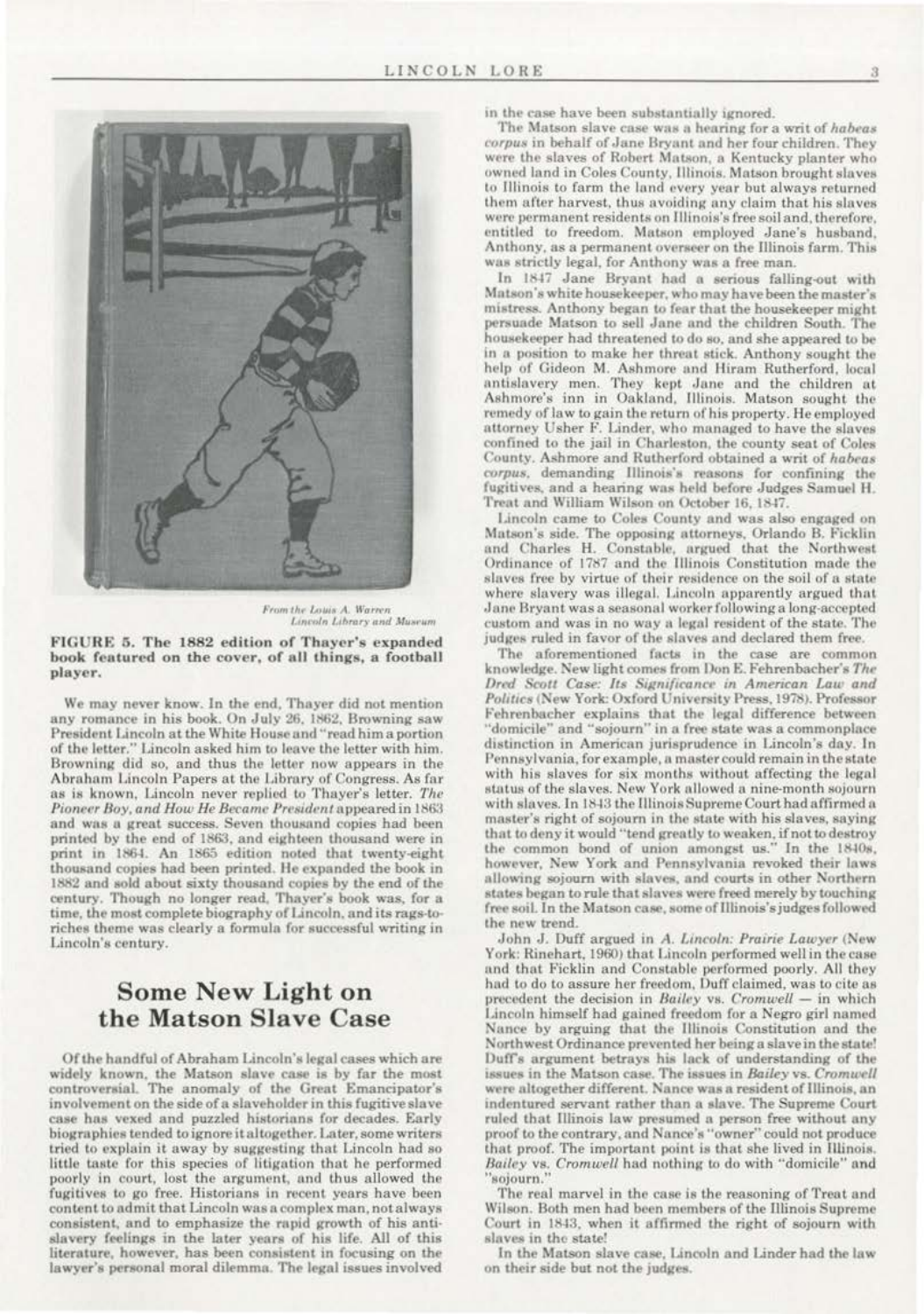From the Louis A. Warren Lincoln Library and Museum

**FIGURE 5. The 1882 edition of Thayer's expanded book featured on the cover, of all things, a football player.**

We may never know. In the end, Thayer did not mention any romance in his book. On July 26, 1862, Browning saw President Lincoln at the White House and "read him a portion of the letter." Lincoln asked him to leave the letter with him. Browning did so, and thus the letter now appears in the Abraham Lincoln Papers at the Library of Congress. As far as is known, Lincoln never replied to Thayer's letter. *The Pioneer Boy, and How He Became President* appeared in 1863 and was a great success. Seven thousand copies had been printed by the end of 1863, and eighteen thousand were in print in 1864. An 1865 edition noted that twenty-eight thousand copies had been printed. He expanded the book in 1882 and sold about sixty thousand copies by the end of the century. Though no longer read, Thayer's book was, for a time, the most complete biography of Lincoln, and its rags-to-riches theme was clearly a formula for successful writing in Lincoln's century.

## Some New Light on the Matson Slave Case

Of the handful of Abraham Lincoln's legal cases which are widely known, the Matson slave case is by far the most controversial. The anomaly of the Great Emancipator's involvement on the side of a slaveholder in this fugitive slave case has vexed and puzzled historians for decades. Early biographies tended to ignore it altogether. Later, some writers tried to explain it away by suggesting that Lincoln had so little taste for this species of litigation that he performed poorly in court, lost the argument, and thus allowed the fugitives to go free. Historians in recent years have been content to admit that Lincoln was a complex man, not always consistent, and to emphasize the rapid growth of his antislavery feelings in the later years of his life. All of this literature, however, has been consistent in focusing on the lawyer's personal moral dilemma. The legal issues involved in the case have been substantially ignored.

The Matson slave case was a hearing for a writ of *habeas corpus* in behalf of Jane Bryant and her four children. They were the slaves of Robert Matson, a Kentucky planter who owned land in Coles County, Illinois. Matson brought slaves to Illinois to farm the land every year but always returned them after harvest, thus avoiding any claim that his slaves were permanent residents on Illinois's free soil and, therefore, entitled to freedom. Matson employed Jane's husband, Anthony, as a permanent overseer on the Illinois farm. This was strictly legal, for Anthony was a free man.

In 1847 Jane Bryant had a serious falling-out with Matson's white housekeeper, who may have been the master's mistress. Anthony began to fear that the housekeeper might persuade Matson to sell Jane and the children South. The housekeeper had threatened to do so, and she appeared to be in a position to make her threat stick. Anthony sought the help of Gideon M. Ashmore and Hiram Rutherford, local antislavery men. They kept Jane and the children at Ashmore's inn in Oakland, Illinois. Matson sought the remedy of law to gain the return of his property. He employed attorney Usher F. Linder, who managed to have the slaves confined to the jail in Charleston, the county seat of Coles County. Ashmore and Rutherford obtained a writ of *habeas corpus*, demanding Illinois's reasons for confining the fugitives, and a hearing was held before Judges Samuel H. Treat and William Wilson on October 16, 1847.

Lincoln came to Coles County and was also engaged on Matson's side. The opposing attorneys, Orlando B. Ficklin and Charles H. Constable, argued that the Northwest Ordinance of 1787 and the Illinois Constitution made the slaves free by virtue of their residence on the soil of a state where slavery was illegal. Lincoln apparently argued that Jane Bryant was a seasonal worker following a long-accepted custom and was in no way a legal resident of the state. The judges ruled in favor of the slaves and declared them free.

The aforementioned facts in the case are common knowledge. New light comes from Don E. Fehrenbacher's *The Dred Scott Case: Its Significance in American Law and Politics* (New York: Oxford University Press, 1978). Professor Fehrenbacher explains that the legal difference between "domicile" and "sojourn" in a free state was a commonplace distinction in American jurisprudence in Lincoln's day. In Pennsylvania, for example, a master could remain in the state with his slaves for six months without affecting the legal status of the slaves. New York allowed a nine-month sojourn with slaves. In 1843 the Illinois Supreme Court had affirmed a master's right of sojourn in the state with his slaves, saying that to deny it would "tend greatly to weaken, if not to destroy the common bond of union amongst us." In the 1840s, however, New York and Pennsylvania revoked their laws allowing sojourn with slaves, and courts in other Northern states began to rule that slaves were freed merely by touching free soil. In the Matson case, some of Illinois's judges followed the new trend.

John J. Duff argued in *A. Lincoln: Prairie Lawyer* (New York: Rinehart, 1960) that Lincoln performed well in the case and that Ficklin and Constable performed poorly. All they had to do to assure her freedom, Duff claimed, was to cite as precedent the decision in *Bailey* vs. *Cromwell* — in which Lincoln himself had gained freedom for a Negro girl named Nance by arguing that the Illinois Constitution and the Northwest Ordinance prevented her being a slave in the state! Duff's argument betrays his lack of understanding of the issues in the Matson case. The issues in *Bailey* vs. *Cromwell* were altogether different. Nance was a resident of Illinois, an indentured servant rather than a slave. The Supreme Court ruled that Illinois law presumed a person free without any proof to the contrary, and Nance's "owner" could not produce that proof. The important point is that she lived in Illinois. *Bailey* vs. *Cromwell* had nothing to do with "domicile" and "sojourn."

The real marvel in the case is the reasoning of Treat and Wilson. Both men had been members of the Illinois Supreme Court in 1843, when it affirmed the right of sojourn with slaves in the state!

In the Matson slave case, Lincoln and Linder had the law on their side but not the judges.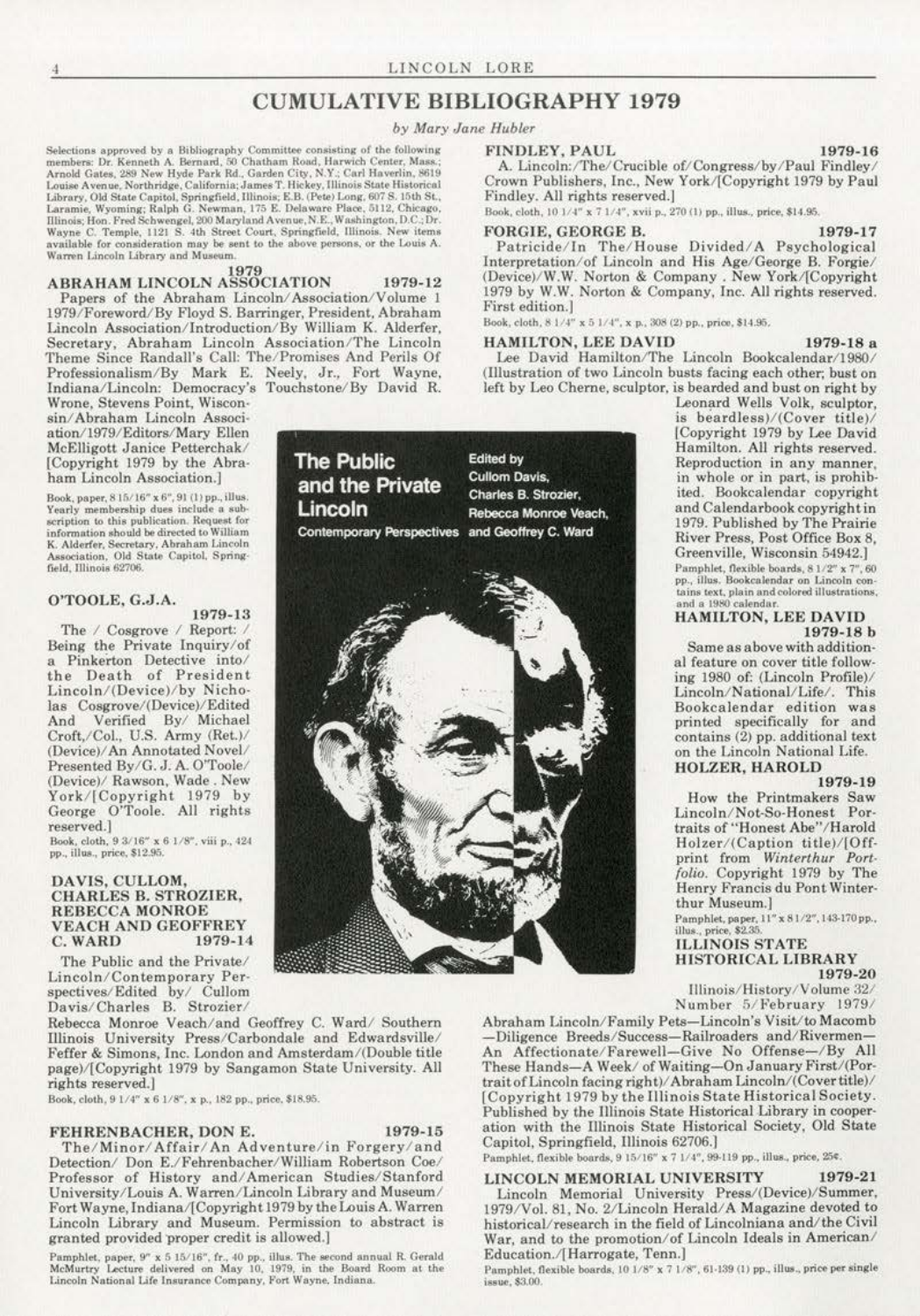# CUMULATIVE BIBLIOGRAPHY 1979

*by Mary Jane Hubler*

Selections approved by a Bibliography Committee consisting of the following members: Dr. Kenneth A. Bernard, 50 Chatham Road, Harwich Center, Mass.; Arnold Gates, 289 New Hyde Park Rd., Garden City, N.Y.; Carl Haverlin, 8619 Louise Avenue, Northridge, California; James T. Hickey, Illinois State Historical Library, Old State Capitol, Springfield, Illinois; E.B. (Pete) Long, 607 S. 15th St., Laramie, Wyoming; Ralph G. Newman, 175 E. Delaware Place, 5112, Chicago, Illinois; Hon. Fred Schwengel, 200 Maryland Avenue, N.E., Washington, D.C.; Dr. Wayne C. Temple, 1121 S. 4th Street Court, Springfield, Illinois. New items available for consideration may be sent to the above persons, or the Louis A. Warren Lincoln Library and Museum.

**1979**
**ABRAHAM LINCOLN ASSOCIATION 1979-12**

Papers of the Abraham Lincoln/Association/Volume 1 1979/Foreword/By Floyd S. Barringer, President, Abraham Lincoln Association/Introduction/By William K. Alderfer, Secretary, Abraham Lincoln Association/The Lincoln Theme Since Randall's Call: The/Promises And Perils Of Professionalism/By Mark E. Neely, Jr., Fort Wayne, Indiana/Lincoln: Democracy's Touchstone/By David R. Wrone, Stevens Point, Wisconsin/Abraham Lincoln Association/1979/Editors/Mary Ellen McElligott Janice Petterchak/[Copyright 1979 by the Abraham Lincoln Association.]

Book, paper, 8 15/16" x 6", 91 (1) pp., illus. Yearly membership dues include a subscription to this publication. Request for information should be directed to William K. Alderfer, Secretary, Abraham Lincoln Association, Old State Capitol, Springfield, Illinois 62706.

**O'TOOLE, G.J.A. 1979-13**

The / Cosgrove / Report: / Being the Private Inquiry/of a Pinkerton Detective into/the Death of President Lincoln/(Device)/by Nicholas Cosgrove/(Device)/Edited And Verified By/ Michael Croft,/Col., U.S. Army (Ret.)/(Device)/An Annotated Novel/Presented By/G. J. A. O'Toole/(Device)/ Rawson, Wade . New York/[Copyright 1979 by George O'Toole. All rights reserved.]

Book, cloth, 9 3/16" x 6 1/8", viii p., 424 pp., illus., price, $12.95.

**DAVIS, CULLOM, CHARLES B. STROZIER, REBECCA MONROE VEACH AND GEOFFREY C. WARD 1979-14**

The Public and the Private/Lincoln/Contemporary Perspectives/Edited by/ Cullom Davis/Charles B. Strozier/Rebecca Monroe Veach/and Geoffrey C. Ward/ Southern Illinois University Press/Carbondale and Edwardsville/ Feffer & Simons, Inc. London and Amsterdam/(Double title page)/[Copyright 1979 by Sangamon State University. All rights reserved.]

Book, cloth, 9 1/4" x 6 1/8", x p., 182 pp., price, $18.95.

The Public and the Private Lincoln
Contemporary Perspectives
Edited by Cullom Davis, Charles B. Strozier, Rebecca Monroe Veach, and Geoffrey C. Ward

**FEHRENBACHER, DON E. 1979-15**

The/Minor/Affair/An Adventure/in Forgery/and Detection/ Don E./Fehrenbacher/William Robertson Coe/ Professor of History and/American Studies/Stanford University/Louis A. Warren/Lincoln Library and Museum/ Fort Wayne, Indiana/[Copyright 1979 by the Louis A. Warren Lincoln Library and Museum. Permission to abstract is granted provided proper credit is allowed.]

Pamphlet, paper, 9" x 5 15/16", fr., 40 pp., illus. The second annual R. Gerald McMurtry Lecture delivered on May 10, 1979, in the Board Room at the Lincoln National Life Insurance Company, Fort Wayne, Indiana.

**FINDLEY, PAUL 1979-16**

A. Lincoln:/The/Crucible of/Congress/by/Paul Findley/ Crown Publishers, Inc., New York/[Copyright 1979 by Paul Findley. All rights reserved.]

Book, cloth, 10 1/4" x 7 1/4", xvii p., 270 (1) pp., illus., price, $14.95.

**FORGIE, GEORGE B. 1979-17**

Patricide/In The/House Divided/A Psychological Interpretation/of Lincoln and His Age/George B. Forgie/ (Device)/W.W. Norton & Company . New York/[Copyright 1979 by W.W. Norton & Company, Inc. All rights reserved. First edition.]

Book, cloth, 8 1/4" x 5 1/4", x p., 308 (2) pp., price, $14.95.

**HAMILTON, LEE DAVID 1979-18 a**

Lee David Hamilton/The Lincoln Bookcalendar/1980/ (Illustration of two Lincoln busts facing each other; bust on left by Leo Cherne, sculptor, is bearded and bust on right by Leonard Wells Volk, sculptor, is beardless)/(Cover title)/ [Copyright 1979 by Lee David Hamilton. All rights reserved. Reproduction in any manner, in whole or in part, is prohibited. Bookcalendar copyright and Calendarbook copyright in 1979. Published by The Prairie River Press, Post Office Box 8, Greenville, Wisconsin 54942.]

Pamphlet, flexible boards, 8 1/2" x 7", 60 pp., illus. Bookcalendar on Lincoln contains text, plain and colored illustrations, and a 1980 calendar.

**HAMILTON, LEE DAVID 1979-18 b**

Same as above with additional feature on cover title following 1980 of: (Lincoln Profile)/ Lincoln/National/Life/. This Bookcalendar edition was printed specifically for and contains (2) pp. additional text on the Lincoln National Life.

**HOLZER, HAROLD 1979-19**

How the Printmakers Saw Lincoln/Not-So-Honest Portraits of "Honest Abe"/Harold Holzer/(Caption title)/[Offprint from *Winterthur Portfolio*. Copyright 1979 by The Henry Francis du Pont Winterthur Museum.]

Pamphlet, paper, 11" x 8 1/2", 143-170 pp., illus., price, $2.35.

**ILLINOIS STATE HISTORICAL LIBRARY 1979-20**

Illinois/History/Volume 32/ Number 5/February 1979/ Abraham Lincoln/Family Pets—Lincoln's Visit/to Macomb —Diligence Breeds/Success—Railroaders and/Rivermen— An Affectionate/Farewell—Give No Offense—/By All These Hands—A Week/ of Waiting—On January First/(Portrait of Lincoln facing right)/Abraham Lincoln/(Cover title)/ [Copyright 1979 by the Illinois State Historical Society. Published by the Illinois State Historical Library in cooperation with the Illinois State Historical Society, Old State Capitol, Springfield, Illinois 62706.]

Pamphlet, flexible boards, 9 15/16" x 7 1/4", 99-119 pp., illus., price, 25¢.

**LINCOLN MEMORIAL UNIVERSITY 1979-21**

Lincoln Memorial University Press/(Device)/Summer, 1979/Vol. 81, No. 2/Lincoln Herald/A Magazine devoted to historical/research in the field of Lincolniana and/the Civil War, and to the promotion/of Lincoln Ideals in American/ Education./[Harrogate, Tenn.]

Pamphlet, flexible boards, 10 1/8" x 7 1/8", 61-139 (1) pp., illus., price per single issue, $3.00.